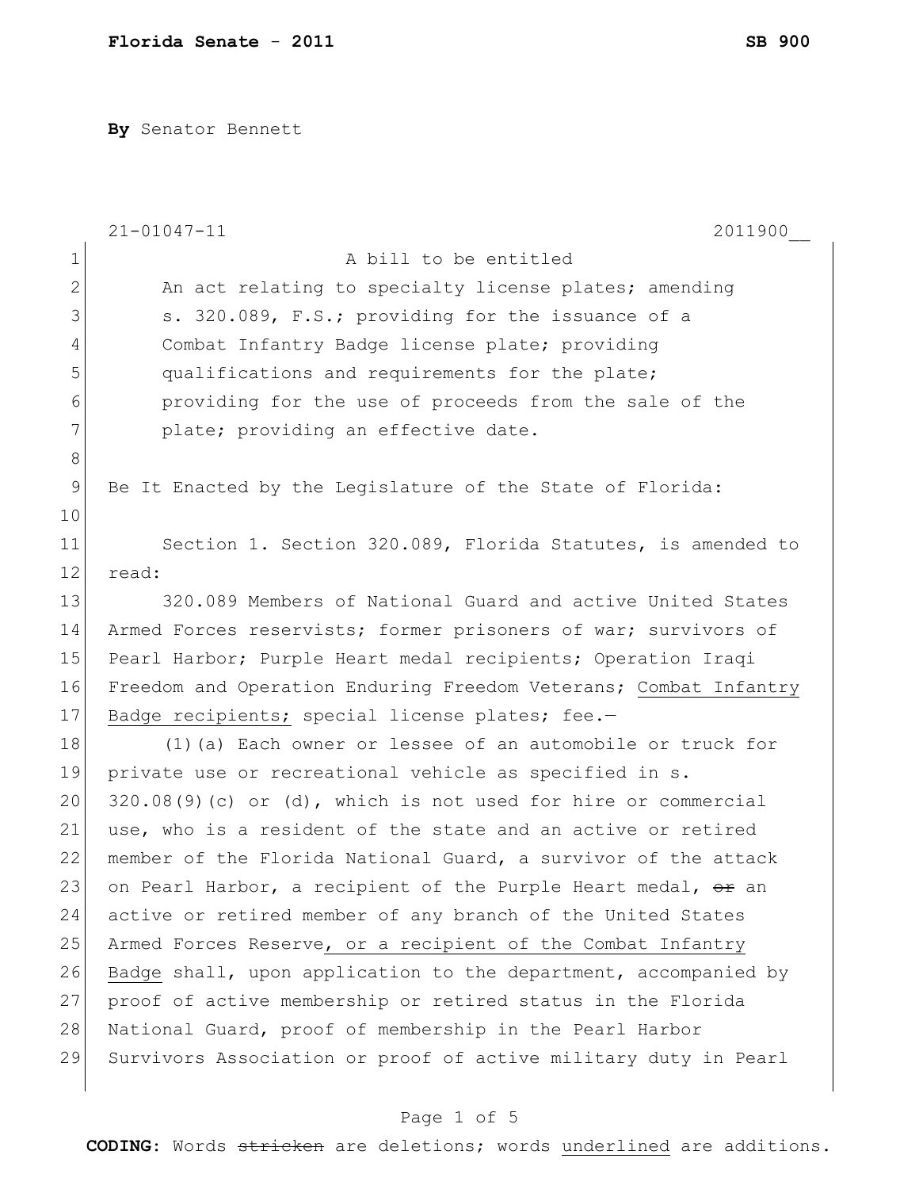**Florida Senate - 2011** **SB 900**

**By** Senator Bennett

21-01047-11 2011900__

A bill to be entitled

An act relating to specialty license plates; amending s. 320.089, F.S.; providing for the issuance of a Combat Infantry Badge license plate; providing qualifications and requirements for the plate; providing for the use of proceeds from the sale of the plate; providing an effective date.

Be It Enacted by the Legislature of the State of Florida:

Section 1. Section 320.089, Florida Statutes, is amended to read:

320.089 Members of National Guard and active United States Armed Forces reservists; former prisoners of war; survivors of Pearl Harbor; Purple Heart medal recipients; Operation Iraqi Freedom and Operation Enduring Freedom Veterans; <u>Combat Infantry Badge recipients;</u> special license plates; fee.—

(1)(a) Each owner or lessee of an automobile or truck for private use or recreational vehicle as specified in s. 320.08(9)(c) or (d), which is not used for hire or commercial use, who is a resident of the state and an active or retired member of the Florida National Guard, a survivor of the attack on Pearl Harbor, a recipient of the Purple Heart medal, ~~or~~ an active or retired member of any branch of the United States Armed Forces Reserve<u>, or a recipient of the Combat Infantry Badge</u> shall, upon application to the department, accompanied by proof of active membership or retired status in the Florida National Guard, proof of membership in the Pearl Harbor Survivors Association or proof of active military duty in Pearl

**CODING:** Words ~~stricken~~ are deletions; words <u>underlined</u> are additions.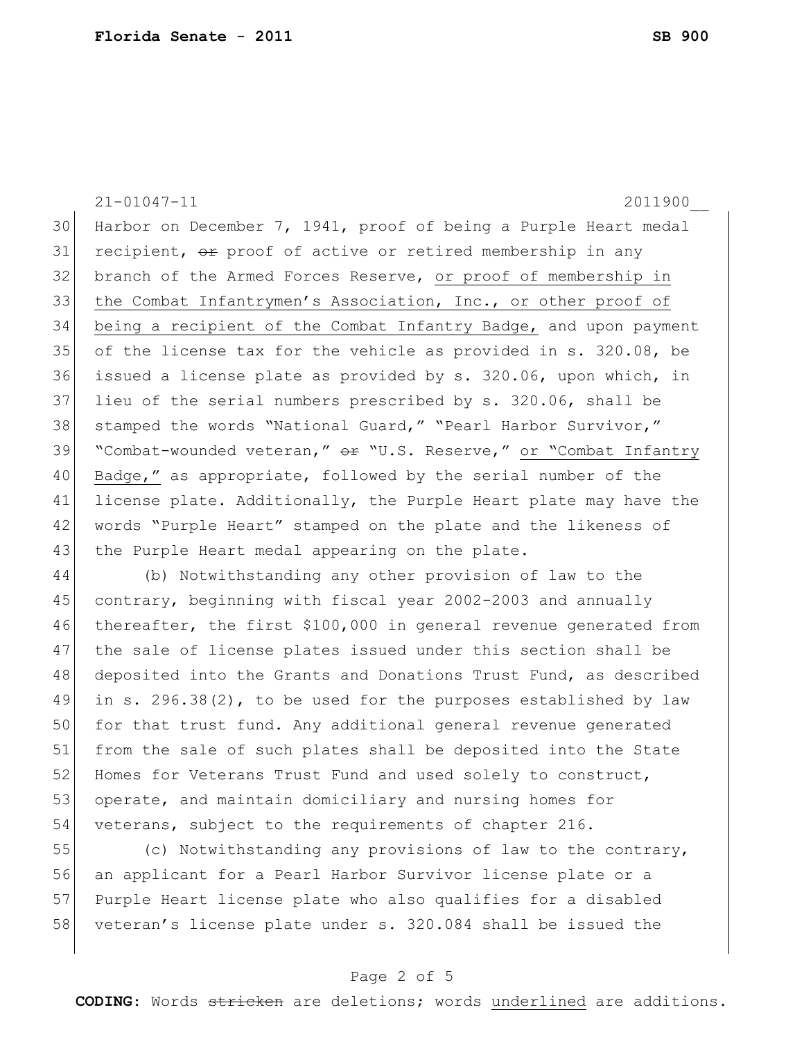Harbor on December 7, 1941, proof of being a Purple Heart medal recipient, ~~or~~ proof of active or retired membership in any branch of the Armed Forces Reserve, <u>or proof of membership in the Combat Infantrymen's Association, Inc., or other proof of being a recipient of the Combat Infantry Badge,</u> and upon payment of the license tax for the vehicle as provided in s. 320.08, be issued a license plate as provided by s. 320.06, upon which, in lieu of the serial numbers prescribed by s. 320.06, shall be stamped the words "National Guard," "Pearl Harbor Survivor," "Combat-wounded veteran," ~~or~~ "U.S. Reserve," <u>or "Combat Infantry Badge,"</u> as appropriate, followed by the serial number of the license plate. Additionally, the Purple Heart plate may have the words "Purple Heart" stamped on the plate and the likeness of the Purple Heart medal appearing on the plate.

(b) Notwithstanding any other provision of law to the contrary, beginning with fiscal year 2002-2003 and annually thereafter, the first $100,000 in general revenue generated from the sale of license plates issued under this section shall be deposited into the Grants and Donations Trust Fund, as described in s. 296.38(2), to be used for the purposes established by law for that trust fund. Any additional general revenue generated from the sale of such plates shall be deposited into the State Homes for Veterans Trust Fund and used solely to construct, operate, and maintain domiciliary and nursing homes for veterans, subject to the requirements of chapter 216.

(c) Notwithstanding any provisions of law to the contrary, an applicant for a Pearl Harbor Survivor license plate or a Purple Heart license plate who also qualifies for a disabled veteran's license plate under s. 320.084 shall be issued the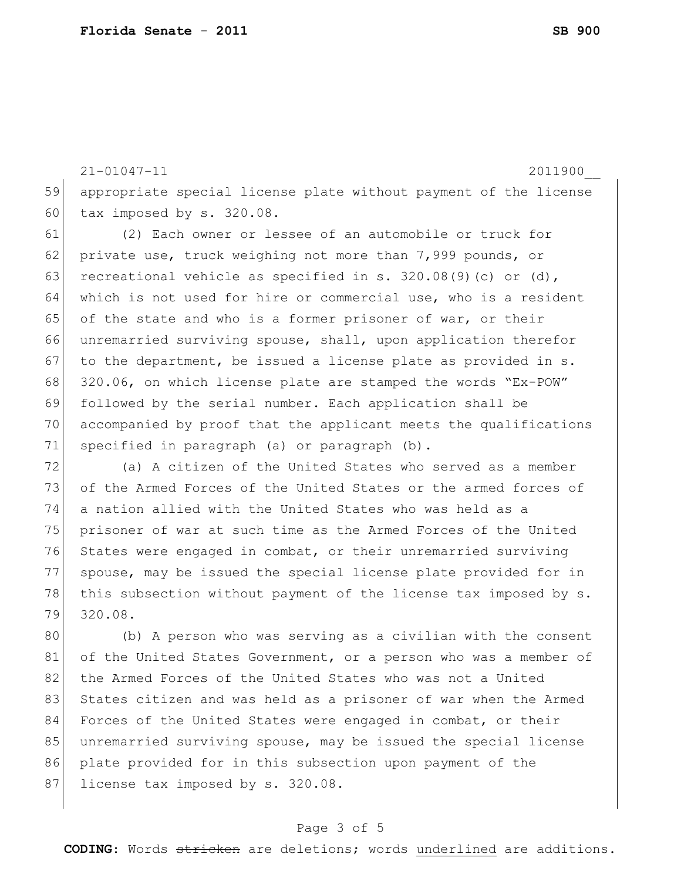appropriate special license plate without payment of the license tax imposed by s. 320.08.

(2) Each owner or lessee of an automobile or truck for private use, truck weighing not more than 7,999 pounds, or recreational vehicle as specified in s. 320.08(9)(c) or (d), which is not used for hire or commercial use, who is a resident of the state and who is a former prisoner of war, or their unremarried surviving spouse, shall, upon application therefor to the department, be issued a license plate as provided in s. 320.06, on which license plate are stamped the words "Ex-POW" followed by the serial number. Each application shall be accompanied by proof that the applicant meets the qualifications specified in paragraph (a) or paragraph (b).

(a) A citizen of the United States who served as a member of the Armed Forces of the United States or the armed forces of a nation allied with the United States who was held as a prisoner of war at such time as the Armed Forces of the United States were engaged in combat, or their unremarried surviving spouse, may be issued the special license plate provided for in this subsection without payment of the license tax imposed by s. 320.08.

(b) A person who was serving as a civilian with the consent of the United States Government, or a person who was a member of the Armed Forces of the United States who was not a United States citizen and was held as a prisoner of war when the Armed Forces of the United States were engaged in combat, or their unremarried surviving spouse, may be issued the special license plate provided for in this subsection upon payment of the license tax imposed by s. 320.08.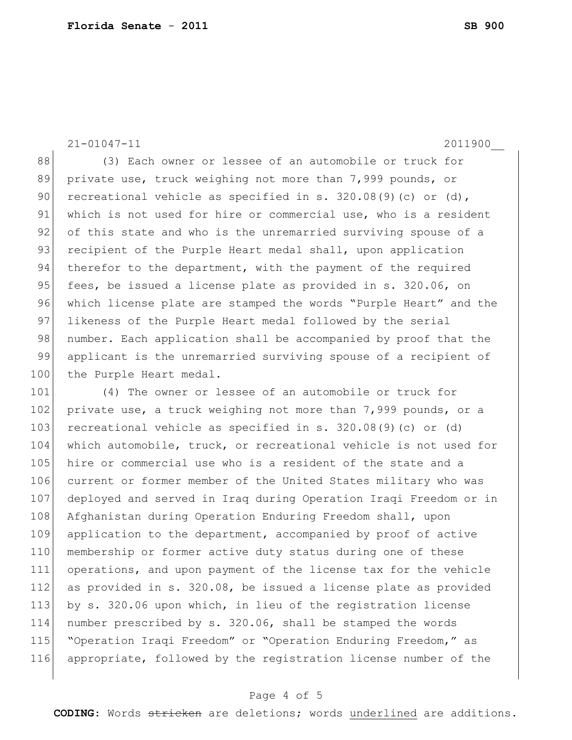(3) Each owner or lessee of an automobile or truck for private use, truck weighing not more than 7,999 pounds, or recreational vehicle as specified in s. 320.08(9)(c) or (d), which is not used for hire or commercial use, who is a resident of this state and who is the unremarried surviving spouse of a recipient of the Purple Heart medal shall, upon application therefor to the department, with the payment of the required fees, be issued a license plate as provided in s. 320.06, on which license plate are stamped the words "Purple Heart" and the likeness of the Purple Heart medal followed by the serial number. Each application shall be accompanied by proof that the applicant is the unremarried surviving spouse of a recipient of the Purple Heart medal.

(4) The owner or lessee of an automobile or truck for private use, a truck weighing not more than 7,999 pounds, or a recreational vehicle as specified in s. 320.08(9)(c) or (d) which automobile, truck, or recreational vehicle is not used for hire or commercial use who is a resident of the state and a current or former member of the United States military who was deployed and served in Iraq during Operation Iraqi Freedom or in Afghanistan during Operation Enduring Freedom shall, upon application to the department, accompanied by proof of active membership or former active duty status during one of these operations, and upon payment of the license tax for the vehicle as provided in s. 320.08, be issued a license plate as provided by s. 320.06 upon which, in lieu of the registration license number prescribed by s. 320.06, shall be stamped the words "Operation Iraqi Freedom" or "Operation Enduring Freedom," as appropriate, followed by the registration license number of the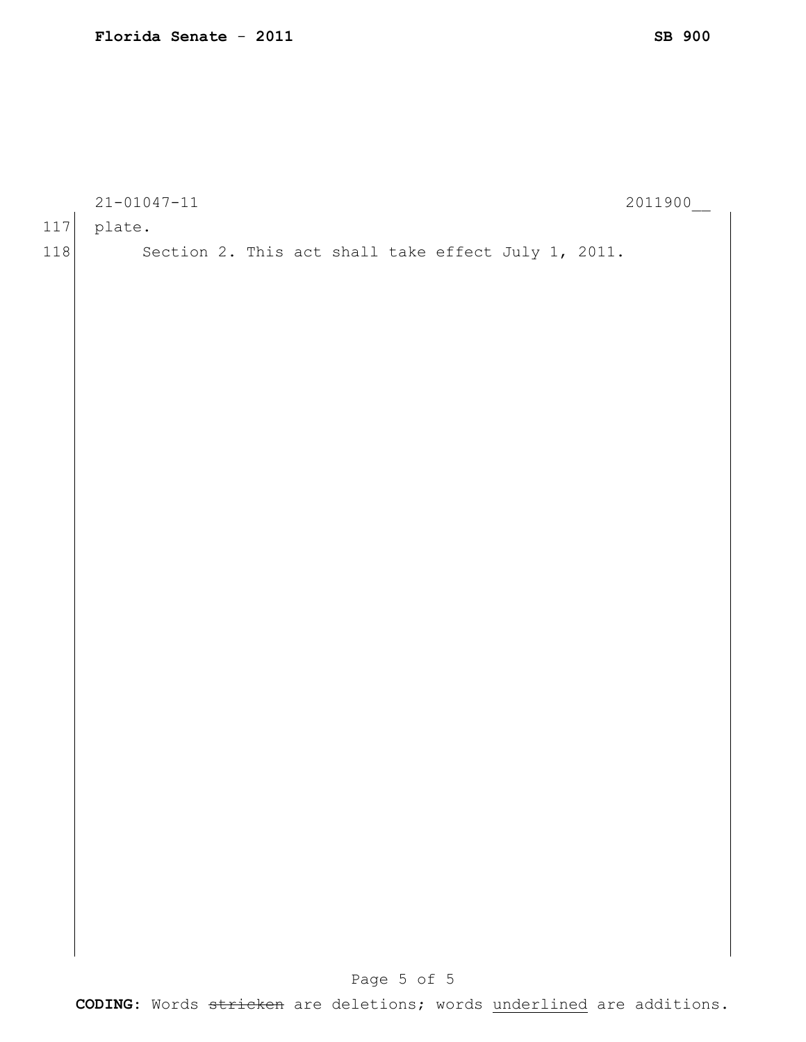21-01047-11 2011900__

117 plate.

118 Section 2. This act shall take effect July 1, 2011.

**CODING:** Words ~~stricken~~ are deletions; words <u>underlined</u> are additions.